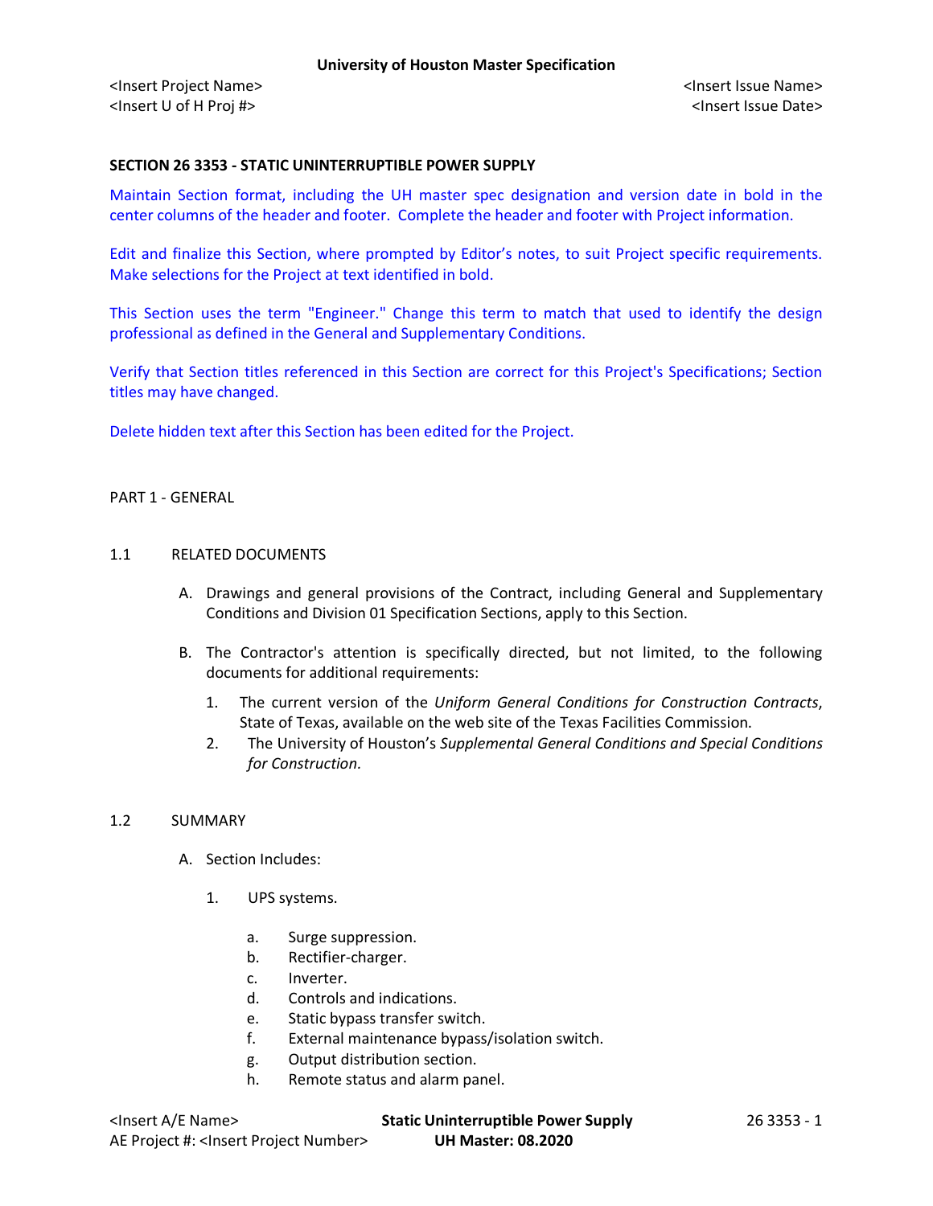# SECTION 26 3353 - STATIC UNINTERRUPTIBLE POWER SUPPLY

Maintain Section format, including the UH master spec designation and version date in bold in the center columns of the header and footer. Complete the header and footer with Project information.

Edit and finalize this Section, where prompted by Editor's notes, to suit Project specific requirements. Make selections for the Project at text identified in bold.

This Section uses the term "Engineer." Change this term to match that used to identify the design professional as defined in the General and Supplementary Conditions.

Verify that Section titles referenced in this Section are correct for this Project's Specifications; Section titles may have changed.

Delete hidden text after this Section has been edited for the Project.

## PART 1 - GENERAL

### 1.1 RELATED DOCUMENTS

A. Drawings and general provisions of the Contract, including General and Supplementary Conditions and Division 01 Specification Sections, apply to this Section.

B. The Contractor's attention is specifically directed, but not limited, to the following documents for additional requirements:

1. The current version of the *Uniform General Conditions for Construction Contracts*, State of Texas, available on the web site of the Texas Facilities Commission.
2. The University of Houston's *Supplemental General Conditions and Special Conditions for Construction.*

### 1.2 SUMMARY

A. Section Includes:

1. UPS systems.
   a. Surge suppression.
   b. Rectifier-charger.
   c. Inverter.
   d. Controls and indications.
   e. Static bypass transfer switch.
   f. External maintenance bypass/isolation switch.
   g. Output distribution section.
   h. Remote status and alarm panel.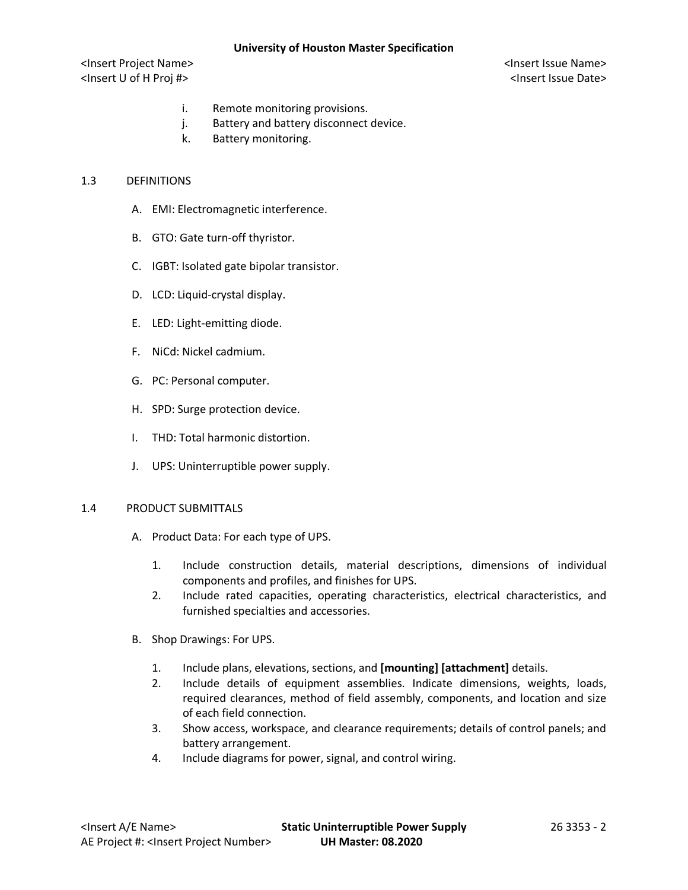i. Remote monitoring provisions.
j. Battery and battery disconnect device.
k. Battery monitoring.

## 1.3 DEFINITIONS

A. EMI: Electromagnetic interference.

B. GTO: Gate turn-off thyristor.

C. IGBT: Isolated gate bipolar transistor.

D. LCD: Liquid-crystal display.

E. LED: Light-emitting diode.

F. NiCd: Nickel cadmium.

G. PC: Personal computer.

H. SPD: Surge protection device.

I. THD: Total harmonic distortion.

J. UPS: Uninterruptible power supply.

## 1.4 PRODUCT SUBMITTALS

A. Product Data: For each type of UPS.

1. Include construction details, material descriptions, dimensions of individual components and profiles, and finishes for UPS.
2. Include rated capacities, operating characteristics, electrical characteristics, and furnished specialties and accessories.

B. Shop Drawings: For UPS.

1. Include plans, elevations, sections, and **[mounting] [attachment]** details.
2. Include details of equipment assemblies. Indicate dimensions, weights, loads, required clearances, method of field assembly, components, and location and size of each field connection.
3. Show access, workspace, and clearance requirements; details of control panels; and battery arrangement.
4. Include diagrams for power, signal, and control wiring.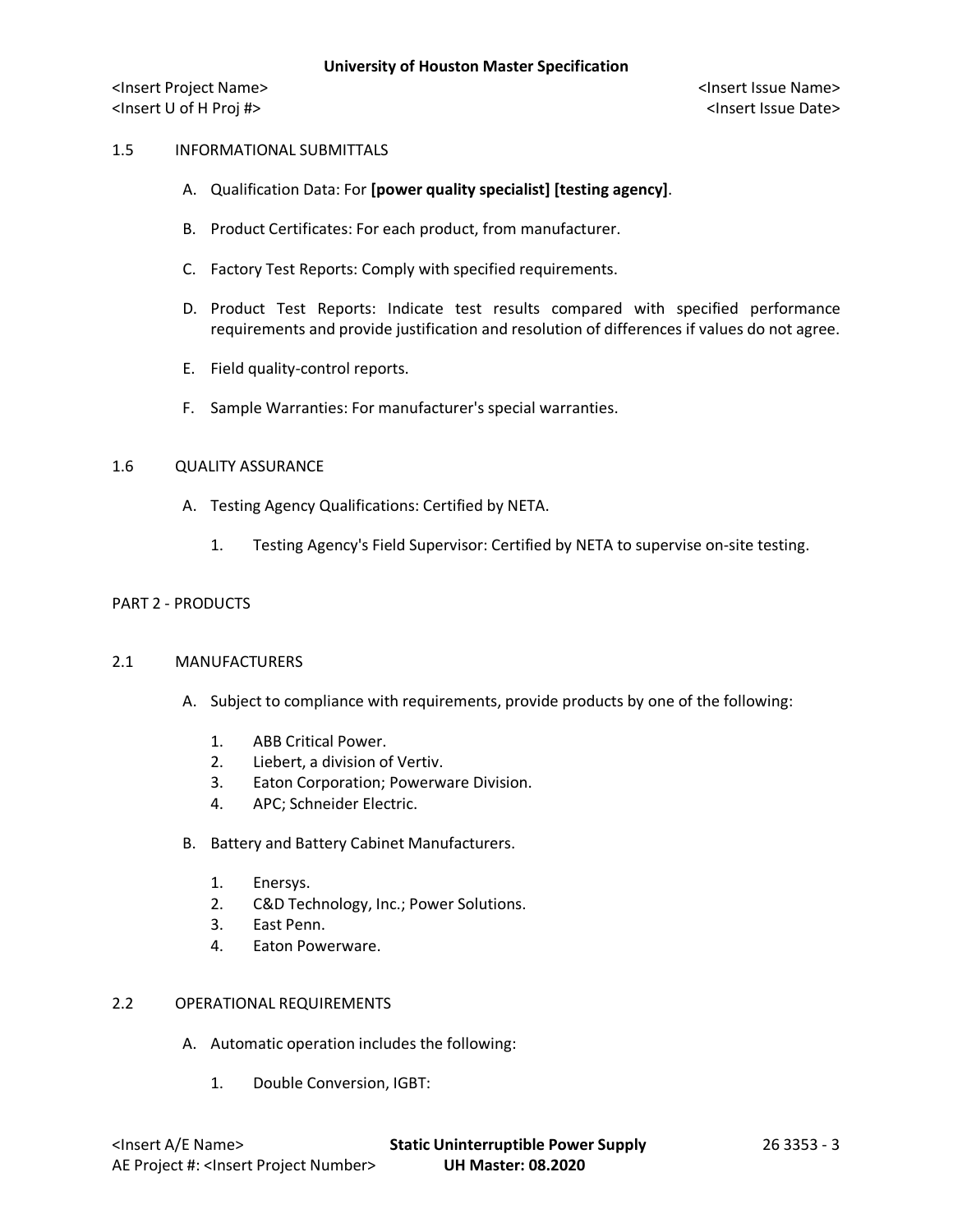## 1.5 INFORMATIONAL SUBMITTALS

A. Qualification Data: For **[power quality specialist] [testing agency]**.

B. Product Certificates: For each product, from manufacturer.

C. Factory Test Reports: Comply with specified requirements.

D. Product Test Reports: Indicate test results compared with specified performance requirements and provide justification and resolution of differences if values do not agree.

E. Field quality-control reports.

F. Sample Warranties: For manufacturer's special warranties.

## 1.6 QUALITY ASSURANCE

A. Testing Agency Qualifications: Certified by NETA.

1. Testing Agency's Field Supervisor: Certified by NETA to supervise on-site testing.

# PART 2 - PRODUCTS

## 2.1 MANUFACTURERS

A. Subject to compliance with requirements, provide products by one of the following:

1. ABB Critical Power.
2. Liebert, a division of Vertiv.
3. Eaton Corporation; Powerware Division.
4. APC; Schneider Electric.

B. Battery and Battery Cabinet Manufacturers.

1. Enersys.
2. C&D Technology, Inc.; Power Solutions.
3. East Penn.
4. Eaton Powerware.

## 2.2 OPERATIONAL REQUIREMENTS

A. Automatic operation includes the following:

1. Double Conversion, IGBT: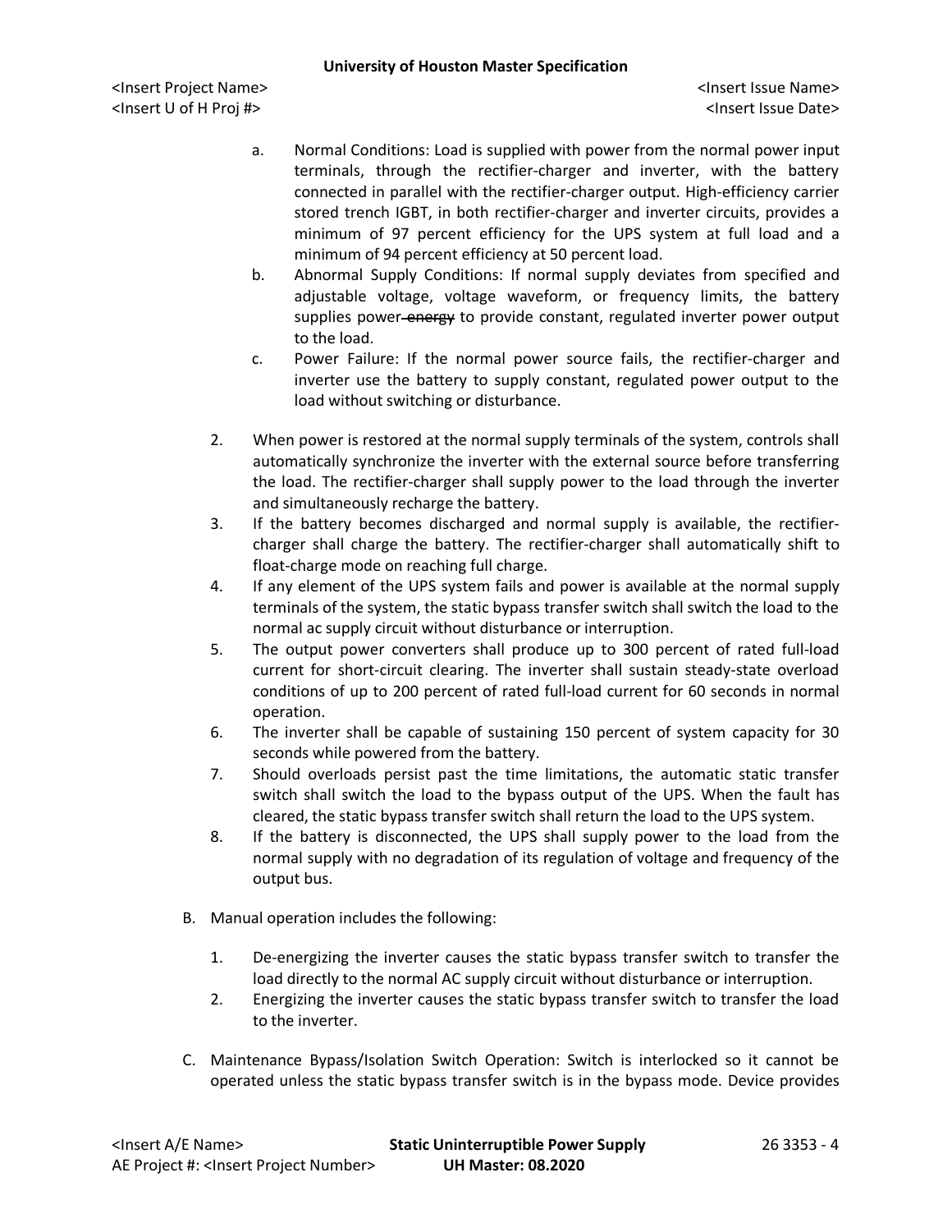a. Normal Conditions: Load is supplied with power from the normal power input terminals, through the rectifier-charger and inverter, with the battery connected in parallel with the rectifier-charger output. High-efficiency carrier stored trench IGBT, in both rectifier-charger and inverter circuits, provides a minimum of 97 percent efficiency for the UPS system at full load and a minimum of 94 percent efficiency at 50 percent load.
b. Abnormal Supply Conditions: If normal supply deviates from specified and adjustable voltage, voltage waveform, or frequency limits, the battery supplies power ~~energy~~ to provide constant, regulated inverter power output to the load.
c. Power Failure: If the normal power source fails, the rectifier-charger and inverter use the battery to supply constant, regulated power output to the load without switching or disturbance.

2. When power is restored at the normal supply terminals of the system, controls shall automatically synchronize the inverter with the external source before transferring the load. The rectifier-charger shall supply power to the load through the inverter and simultaneously recharge the battery.
3. If the battery becomes discharged and normal supply is available, the rectifier-charger shall charge the battery. The rectifier-charger shall automatically shift to float-charge mode on reaching full charge.
4. If any element of the UPS system fails and power is available at the normal supply terminals of the system, the static bypass transfer switch shall switch the load to the normal ac supply circuit without disturbance or interruption.
5. The output power converters shall produce up to 300 percent of rated full-load current for short-circuit clearing. The inverter shall sustain steady-state overload conditions of up to 200 percent of rated full-load current for 60 seconds in normal operation.
6. The inverter shall be capable of sustaining 150 percent of system capacity for 30 seconds while powered from the battery.
7. Should overloads persist past the time limitations, the automatic static transfer switch shall switch the load to the bypass output of the UPS. When the fault has cleared, the static bypass transfer switch shall return the load to the UPS system.
8. If the battery is disconnected, the UPS shall supply power to the load from the normal supply with no degradation of its regulation of voltage and frequency of the output bus.

B. Manual operation includes the following:

1. De-energizing the inverter causes the static bypass transfer switch to transfer the load directly to the normal AC supply circuit without disturbance or interruption.
2. Energizing the inverter causes the static bypass transfer switch to transfer the load to the inverter.

C. Maintenance Bypass/Isolation Switch Operation: Switch is interlocked so it cannot be operated unless the static bypass transfer switch is in the bypass mode. Device provides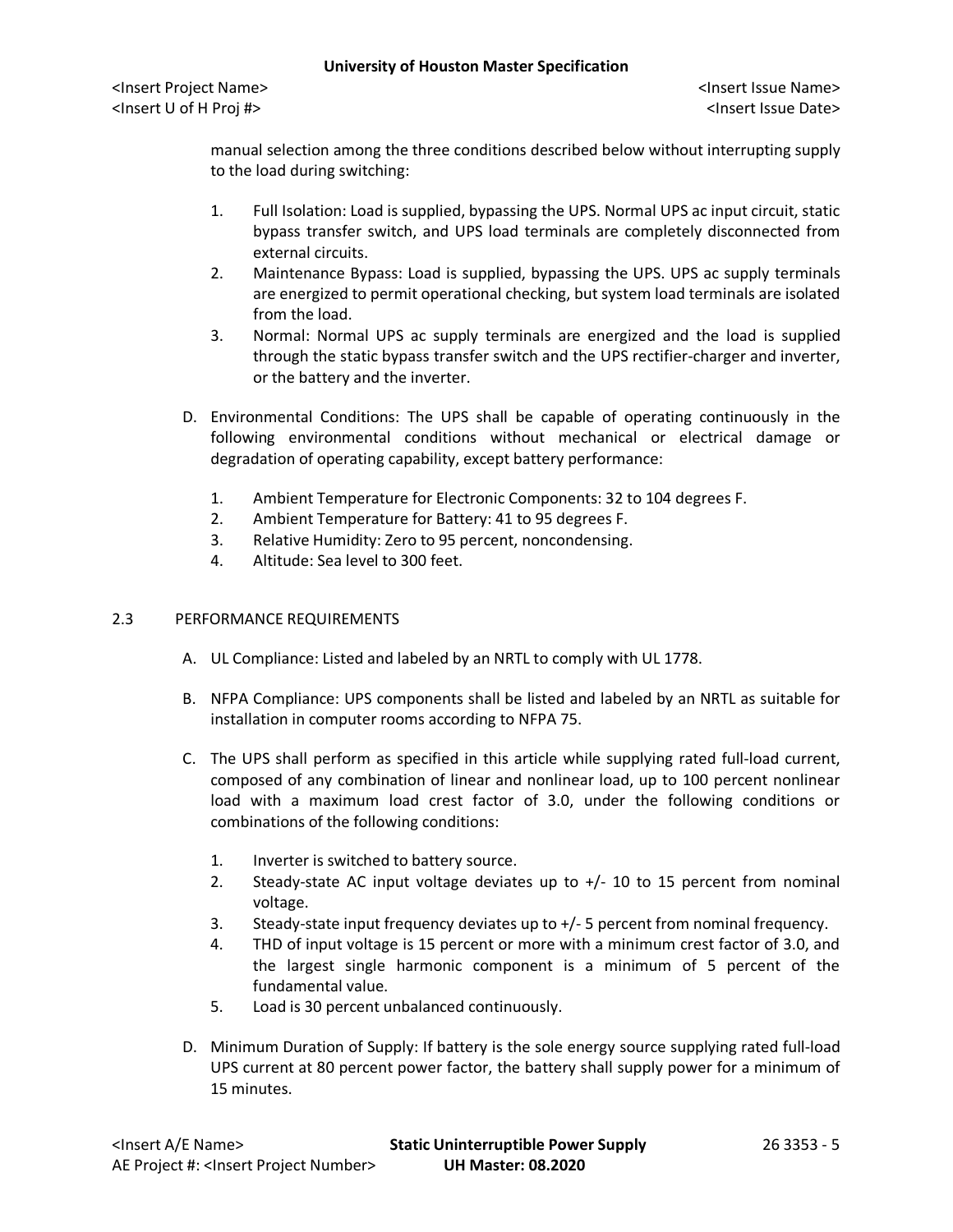manual selection among the three conditions described below without interrupting supply to the load during switching:

1. Full Isolation: Load is supplied, bypassing the UPS. Normal UPS ac input circuit, static bypass transfer switch, and UPS load terminals are completely disconnected from external circuits.
2. Maintenance Bypass: Load is supplied, bypassing the UPS. UPS ac supply terminals are energized to permit operational checking, but system load terminals are isolated from the load.
3. Normal: Normal UPS ac supply terminals are energized and the load is supplied through the static bypass transfer switch and the UPS rectifier-charger and inverter, or the battery and the inverter.

D. Environmental Conditions: The UPS shall be capable of operating continuously in the following environmental conditions without mechanical or electrical damage or degradation of operating capability, except battery performance:

1. Ambient Temperature for Electronic Components: 32 to 104 degrees F.
2. Ambient Temperature for Battery: 41 to 95 degrees F.
3. Relative Humidity: Zero to 95 percent, noncondensing.
4. Altitude: Sea level to 300 feet.

## 2.3 PERFORMANCE REQUIREMENTS

A. UL Compliance: Listed and labeled by an NRTL to comply with UL 1778.

B. NFPA Compliance: UPS components shall be listed and labeled by an NRTL as suitable for installation in computer rooms according to NFPA 75.

C. The UPS shall perform as specified in this article while supplying rated full-load current, composed of any combination of linear and nonlinear load, up to 100 percent nonlinear load with a maximum load crest factor of 3.0, under the following conditions or combinations of the following conditions:

1. Inverter is switched to battery source.
2. Steady-state AC input voltage deviates up to +/- 10 to 15 percent from nominal voltage.
3. Steady-state input frequency deviates up to +/- 5 percent from nominal frequency.
4. THD of input voltage is 15 percent or more with a minimum crest factor of 3.0, and the largest single harmonic component is a minimum of 5 percent of the fundamental value.
5. Load is 30 percent unbalanced continuously.

D. Minimum Duration of Supply: If battery is the sole energy source supplying rated full-load UPS current at 80 percent power factor, the battery shall supply power for a minimum of 15 minutes.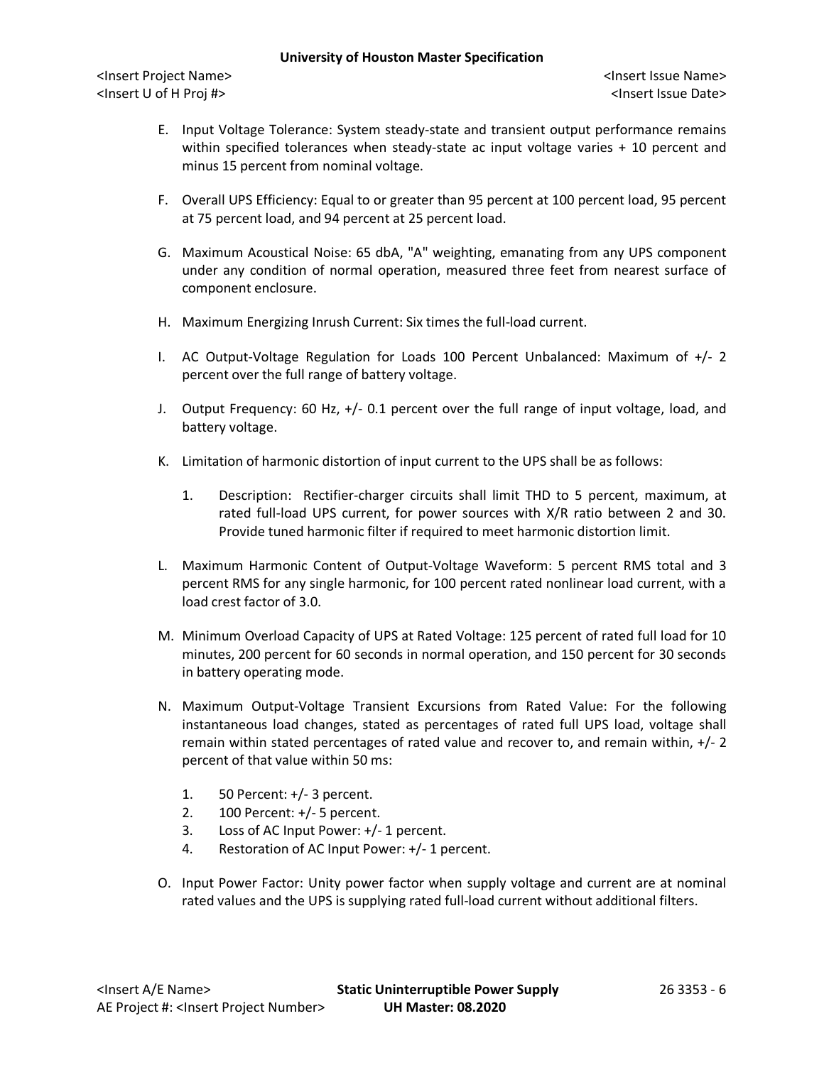E. Input Voltage Tolerance: System steady-state and transient output performance remains within specified tolerances when steady-state ac input voltage varies + 10 percent and minus 15 percent from nominal voltage.

F. Overall UPS Efficiency: Equal to or greater than 95 percent at 100 percent load, 95 percent at 75 percent load, and 94 percent at 25 percent load.

G. Maximum Acoustical Noise: 65 dbA, "A" weighting, emanating from any UPS component under any condition of normal operation, measured three feet from nearest surface of component enclosure.

H. Maximum Energizing Inrush Current: Six times the full-load current.

I. AC Output-Voltage Regulation for Loads 100 Percent Unbalanced: Maximum of +/- 2 percent over the full range of battery voltage.

J. Output Frequency: 60 Hz, +/- 0.1 percent over the full range of input voltage, load, and battery voltage.

K. Limitation of harmonic distortion of input current to the UPS shall be as follows:

   1. Description: Rectifier-charger circuits shall limit THD to 5 percent, maximum, at rated full-load UPS current, for power sources with X/R ratio between 2 and 30. Provide tuned harmonic filter if required to meet harmonic distortion limit.

L. Maximum Harmonic Content of Output-Voltage Waveform: 5 percent RMS total and 3 percent RMS for any single harmonic, for 100 percent rated nonlinear load current, with a load crest factor of 3.0.

M. Minimum Overload Capacity of UPS at Rated Voltage: 125 percent of rated full load for 10 minutes, 200 percent for 60 seconds in normal operation, and 150 percent for 30 seconds in battery operating mode.

N. Maximum Output-Voltage Transient Excursions from Rated Value: For the following instantaneous load changes, stated as percentages of rated full UPS load, voltage shall remain within stated percentages of rated value and recover to, and remain within, +/- 2 percent of that value within 50 ms:

   1. 50 Percent: +/- 3 percent.
   2. 100 Percent: +/- 5 percent.
   3. Loss of AC Input Power: +/- 1 percent.
   4. Restoration of AC Input Power: +/- 1 percent.

O. Input Power Factor: Unity power factor when supply voltage and current are at nominal rated values and the UPS is supplying rated full-load current without additional filters.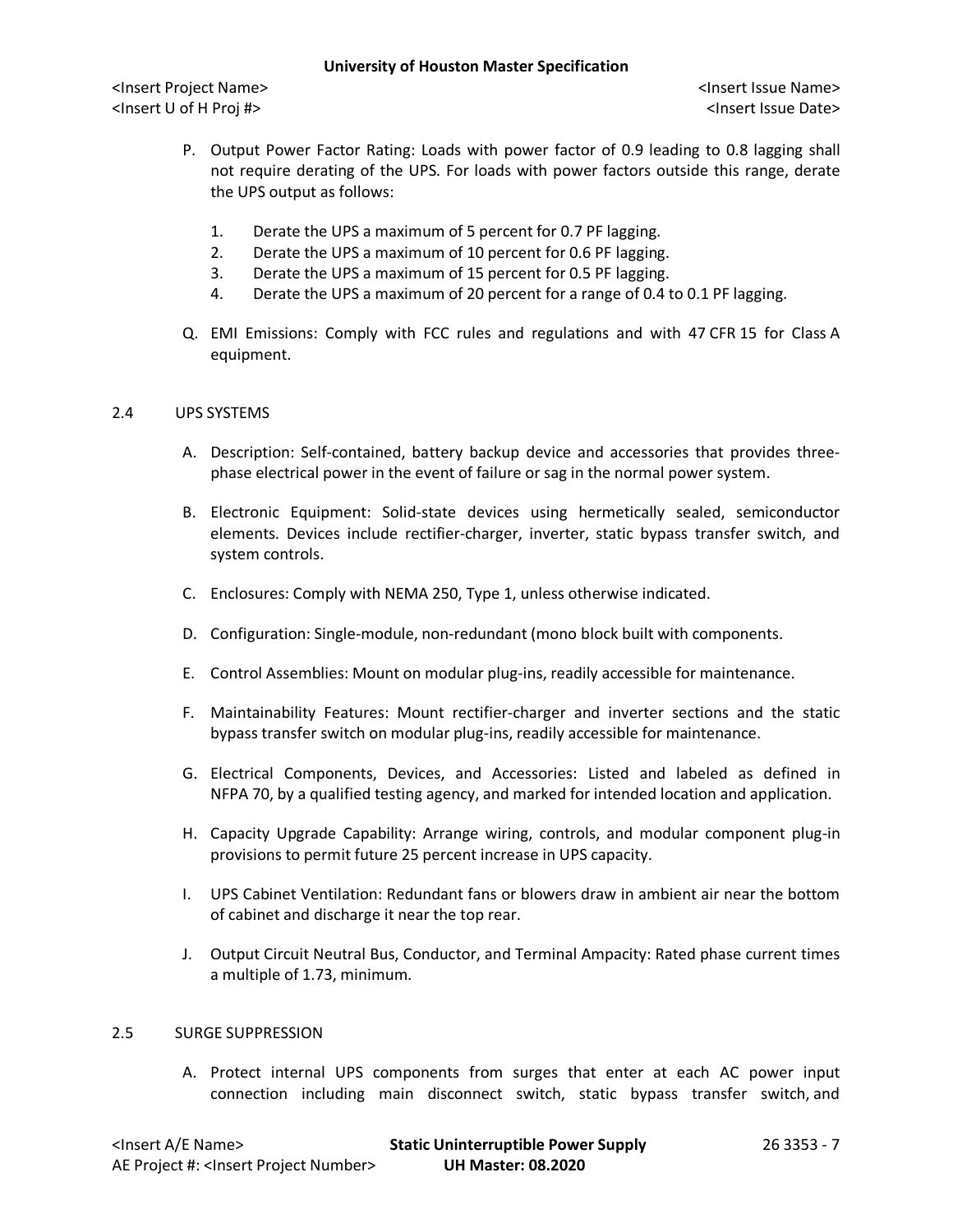P. Output Power Factor Rating: Loads with power factor of 0.9 leading to 0.8 lagging shall not require derating of the UPS. For loads with power factors outside this range, derate the UPS output as follows:

   1. Derate the UPS a maximum of 5 percent for 0.7 PF lagging.
   2. Derate the UPS a maximum of 10 percent for 0.6 PF lagging.
   3. Derate the UPS a maximum of 15 percent for 0.5 PF lagging.
   4. Derate the UPS a maximum of 20 percent for a range of 0.4 to 0.1 PF lagging.

Q. EMI Emissions: Comply with FCC rules and regulations and with 47 CFR 15 for Class A equipment.

## 2.4 UPS SYSTEMS

A. Description: Self-contained, battery backup device and accessories that provides three-phase electrical power in the event of failure or sag in the normal power system.

B. Electronic Equipment: Solid-state devices using hermetically sealed, semiconductor elements. Devices include rectifier-charger, inverter, static bypass transfer switch, and system controls.

C. Enclosures: Comply with NEMA 250, Type 1, unless otherwise indicated.

D. Configuration: Single-module, non-redundant (mono block built with components.

E. Control Assemblies: Mount on modular plug-ins, readily accessible for maintenance.

F. Maintainability Features: Mount rectifier-charger and inverter sections and the static bypass transfer switch on modular plug-ins, readily accessible for maintenance.

G. Electrical Components, Devices, and Accessories: Listed and labeled as defined in NFPA 70, by a qualified testing agency, and marked for intended location and application.

H. Capacity Upgrade Capability: Arrange wiring, controls, and modular component plug-in provisions to permit future 25 percent increase in UPS capacity.

I. UPS Cabinet Ventilation: Redundant fans or blowers draw in ambient air near the bottom of cabinet and discharge it near the top rear.

J. Output Circuit Neutral Bus, Conductor, and Terminal Ampacity: Rated phase current times a multiple of 1.73, minimum.

## 2.5 SURGE SUPPRESSION

A. Protect internal UPS components from surges that enter at each AC power input connection including main disconnect switch, static bypass transfer switch, and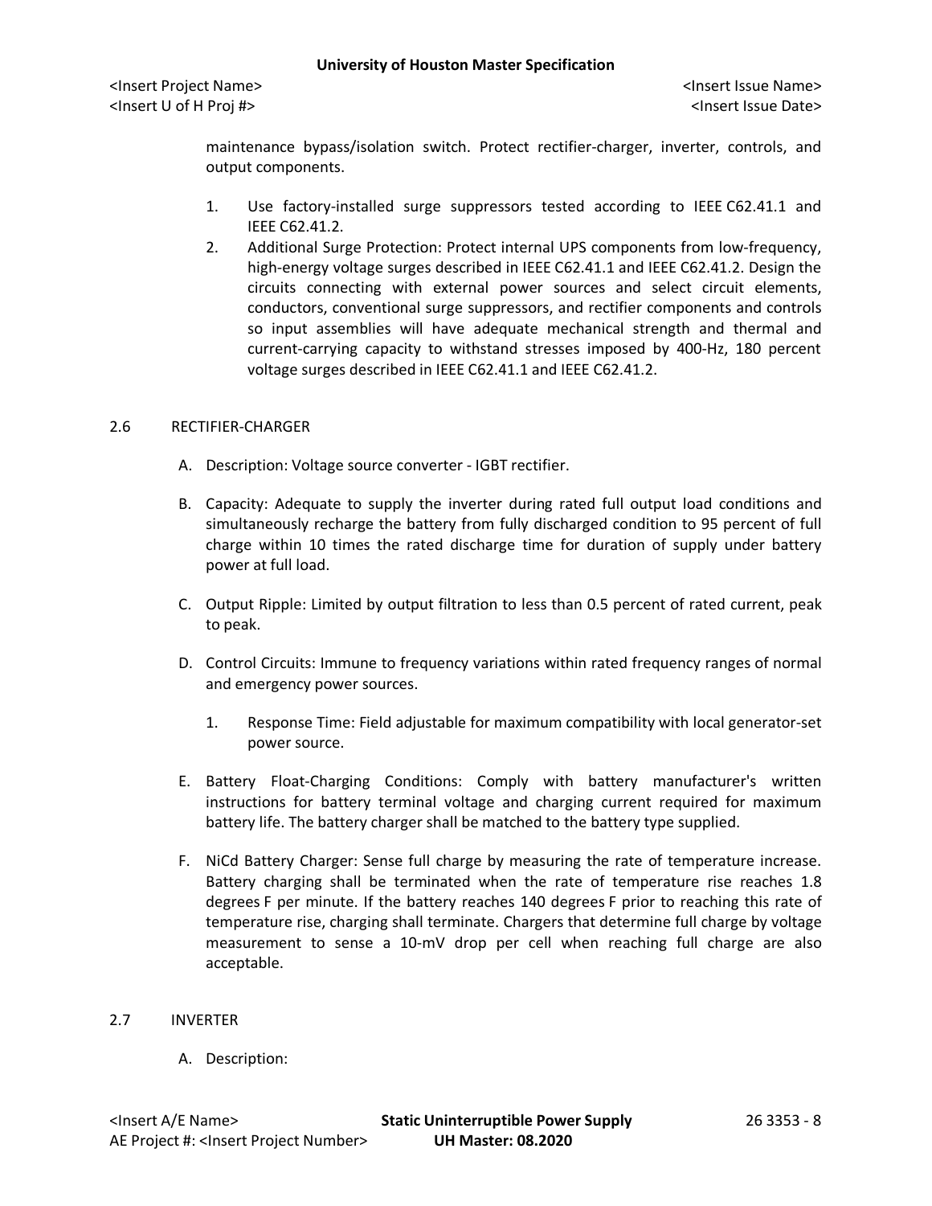maintenance bypass/isolation switch. Protect rectifier-charger, inverter, controls, and output components.

1. Use factory-installed surge suppressors tested according to IEEE C62.41.1 and IEEE C62.41.2.
2. Additional Surge Protection: Protect internal UPS components from low-frequency, high-energy voltage surges described in IEEE C62.41.1 and IEEE C62.41.2. Design the circuits connecting with external power sources and select circuit elements, conductors, conventional surge suppressors, and rectifier components and controls so input assemblies will have adequate mechanical strength and thermal and current-carrying capacity to withstand stresses imposed by 400-Hz, 180 percent voltage surges described in IEEE C62.41.1 and IEEE C62.41.2.

## 2.6 RECTIFIER-CHARGER

A. Description: Voltage source converter - IGBT rectifier.

B. Capacity: Adequate to supply the inverter during rated full output load conditions and simultaneously recharge the battery from fully discharged condition to 95 percent of full charge within 10 times the rated discharge time for duration of supply under battery power at full load.

C. Output Ripple: Limited by output filtration to less than 0.5 percent of rated current, peak to peak.

D. Control Circuits: Immune to frequency variations within rated frequency ranges of normal and emergency power sources.

   1. Response Time: Field adjustable for maximum compatibility with local generator-set power source.

E. Battery Float-Charging Conditions: Comply with battery manufacturer's written instructions for battery terminal voltage and charging current required for maximum battery life. The battery charger shall be matched to the battery type supplied.

F. NiCd Battery Charger: Sense full charge by measuring the rate of temperature increase. Battery charging shall be terminated when the rate of temperature rise reaches 1.8 degrees F per minute. If the battery reaches 140 degrees F prior to reaching this rate of temperature rise, charging shall terminate. Chargers that determine full charge by voltage measurement to sense a 10-mV drop per cell when reaching full charge are also acceptable.

## 2.7 INVERTER

A. Description: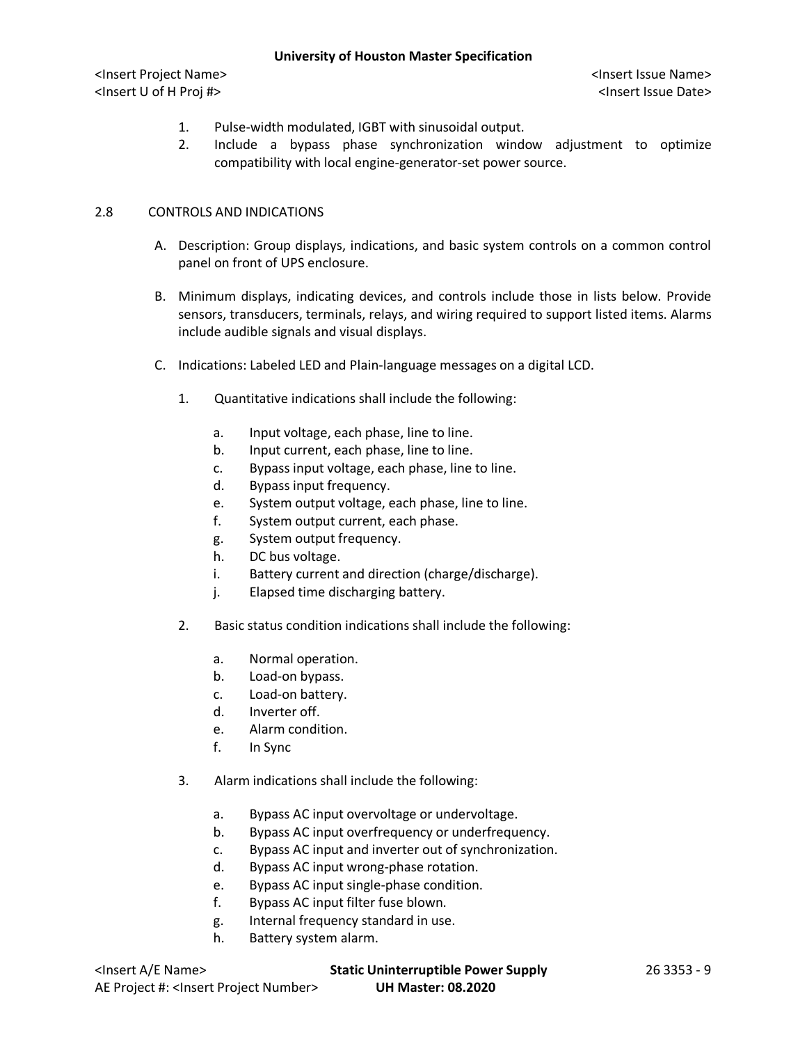1. Pulse-width modulated, IGBT with sinusoidal output.
2. Include a bypass phase synchronization window adjustment to optimize compatibility with local engine-generator-set power source.

## 2.8 CONTROLS AND INDICATIONS

A. Description: Group displays, indications, and basic system controls on a common control panel on front of UPS enclosure.

B. Minimum displays, indicating devices, and controls include those in lists below. Provide sensors, transducers, terminals, relays, and wiring required to support listed items. Alarms include audible signals and visual displays.

C. Indications: Labeled LED and Plain-language messages on a digital LCD.

1. Quantitative indications shall include the following:
   a. Input voltage, each phase, line to line.
   b. Input current, each phase, line to line.
   c. Bypass input voltage, each phase, line to line.
   d. Bypass input frequency.
   e. System output voltage, each phase, line to line.
   f. System output current, each phase.
   g. System output frequency.
   h. DC bus voltage.
   i. Battery current and direction (charge/discharge).
   j. Elapsed time discharging battery.

2. Basic status condition indications shall include the following:
   a. Normal operation.
   b. Load-on bypass.
   c. Load-on battery.
   d. Inverter off.
   e. Alarm condition.
   f. In Sync

3. Alarm indications shall include the following:
   a. Bypass AC input overvoltage or undervoltage.
   b. Bypass AC input overfrequency or underfrequency.
   c. Bypass AC input and inverter out of synchronization.
   d. Bypass AC input wrong-phase rotation.
   e. Bypass AC input single-phase condition.
   f. Bypass AC input filter fuse blown.
   g. Internal frequency standard in use.
   h. Battery system alarm.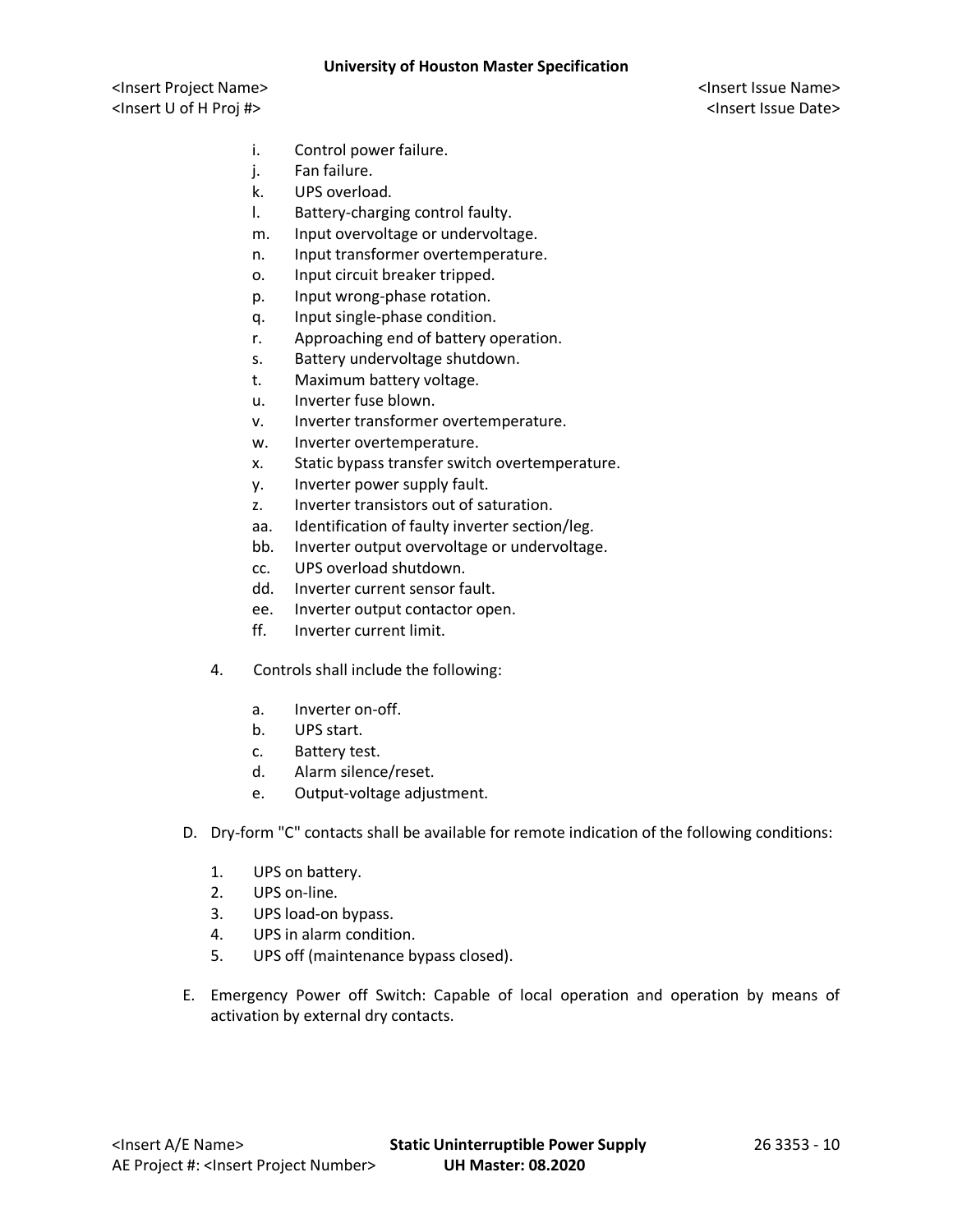i. Control power failure.
j. Fan failure.
k. UPS overload.
l. Battery-charging control faulty.
m. Input overvoltage or undervoltage.
n. Input transformer overtemperature.
o. Input circuit breaker tripped.
p. Input wrong-phase rotation.
q. Input single-phase condition.
r. Approaching end of battery operation.
s. Battery undervoltage shutdown.
t. Maximum battery voltage.
u. Inverter fuse blown.
v. Inverter transformer overtemperature.
w. Inverter overtemperature.
x. Static bypass transfer switch overtemperature.
y. Inverter power supply fault.
z. Inverter transistors out of saturation.
aa. Identification of faulty inverter section/leg.
bb. Inverter output overvoltage or undervoltage.
cc. UPS overload shutdown.
dd. Inverter current sensor fault.
ee. Inverter output contactor open.
ff. Inverter current limit.

4. Controls shall include the following:

   a. Inverter on-off.
   b. UPS start.
   c. Battery test.
   d. Alarm silence/reset.
   e. Output-voltage adjustment.

D. Dry-form "C" contacts shall be available for remote indication of the following conditions:

   1. UPS on battery.
   2. UPS on-line.
   3. UPS load-on bypass.
   4. UPS in alarm condition.
   5. UPS off (maintenance bypass closed).

E. Emergency Power off Switch: Capable of local operation and operation by means of activation by external dry contacts.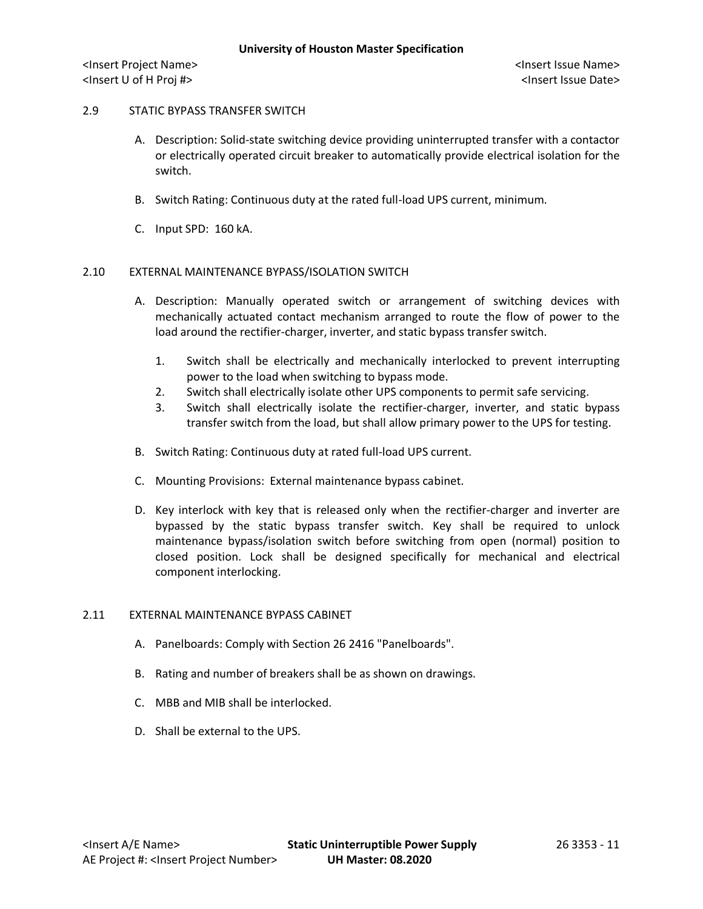## 2.9 STATIC BYPASS TRANSFER SWITCH

A. Description: Solid-state switching device providing uninterrupted transfer with a contactor or electrically operated circuit breaker to automatically provide electrical isolation for the switch.

B. Switch Rating: Continuous duty at the rated full-load UPS current, minimum.

C. Input SPD: 160 kA.

## 2.10 EXTERNAL MAINTENANCE BYPASS/ISOLATION SWITCH

A. Description: Manually operated switch or arrangement of switching devices with mechanically actuated contact mechanism arranged to route the flow of power to the load around the rectifier-charger, inverter, and static bypass transfer switch.

1. Switch shall be electrically and mechanically interlocked to prevent interrupting power to the load when switching to bypass mode.
2. Switch shall electrically isolate other UPS components to permit safe servicing.
3. Switch shall electrically isolate the rectifier-charger, inverter, and static bypass transfer switch from the load, but shall allow primary power to the UPS for testing.

B. Switch Rating: Continuous duty at rated full-load UPS current.

C. Mounting Provisions: External maintenance bypass cabinet.

D. Key interlock with key that is released only when the rectifier-charger and inverter are bypassed by the static bypass transfer switch. Key shall be required to unlock maintenance bypass/isolation switch before switching from open (normal) position to closed position. Lock shall be designed specifically for mechanical and electrical component interlocking.

## 2.11 EXTERNAL MAINTENANCE BYPASS CABINET

A. Panelboards: Comply with Section 26 2416 "Panelboards".

B. Rating and number of breakers shall be as shown on drawings.

C. MBB and MIB shall be interlocked.

D. Shall be external to the UPS.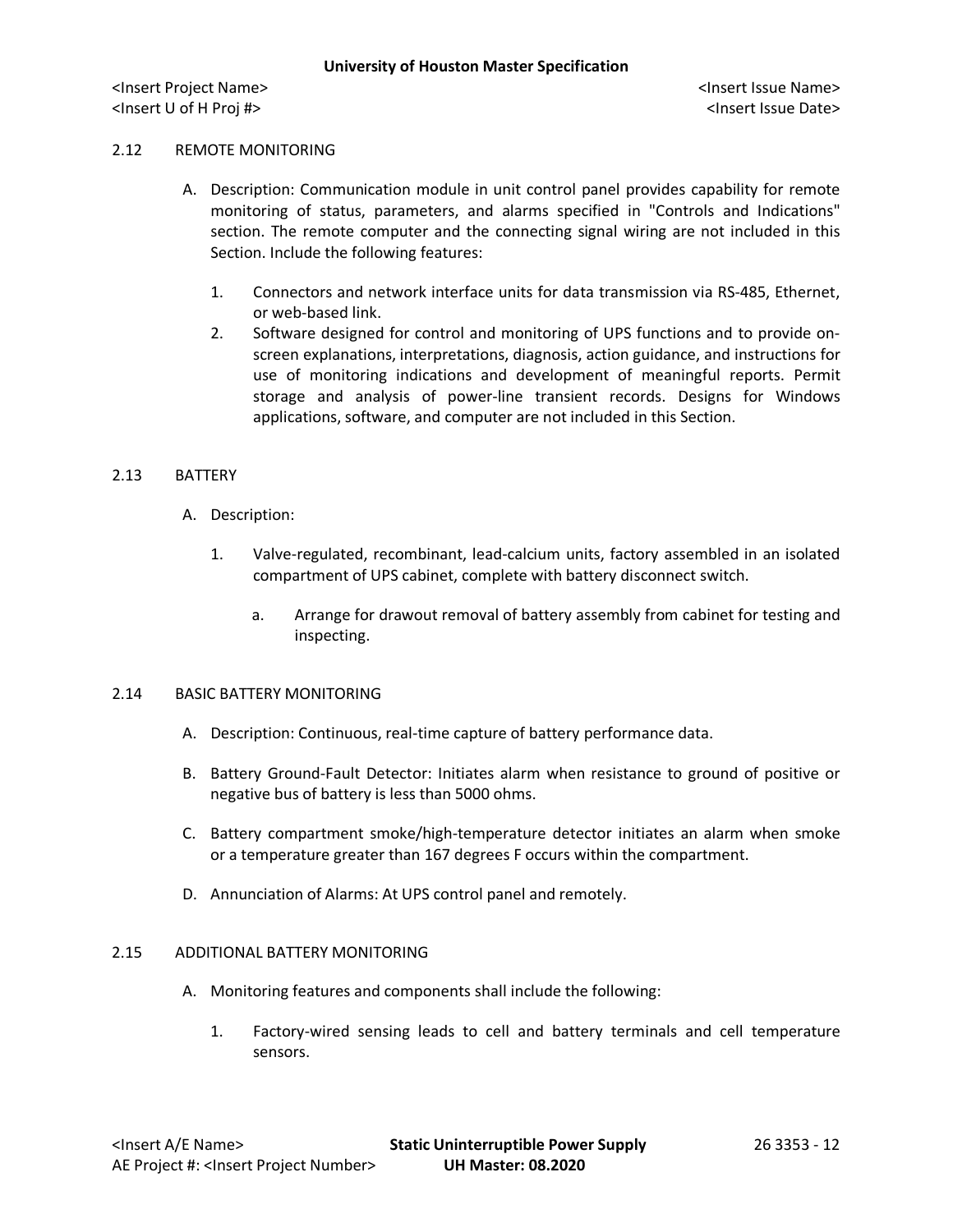## 2.12 REMOTE MONITORING

A. Description: Communication module in unit control panel provides capability for remote monitoring of status, parameters, and alarms specified in "Controls and Indications" section. The remote computer and the connecting signal wiring are not included in this Section. Include the following features:

1. Connectors and network interface units for data transmission via RS-485, Ethernet, or web-based link.
2. Software designed for control and monitoring of UPS functions and to provide on-screen explanations, interpretations, diagnosis, action guidance, and instructions for use of monitoring indications and development of meaningful reports. Permit storage and analysis of power-line transient records. Designs for Windows applications, software, and computer are not included in this Section.

## 2.13 BATTERY

A. Description:

1. Valve-regulated, recombinant, lead-calcium units, factory assembled in an isolated compartment of UPS cabinet, complete with battery disconnect switch.

   a. Arrange for drawout removal of battery assembly from cabinet for testing and inspecting.

## 2.14 BASIC BATTERY MONITORING

A. Description: Continuous, real-time capture of battery performance data.

B. Battery Ground-Fault Detector: Initiates alarm when resistance to ground of positive or negative bus of battery is less than 5000 ohms.

C. Battery compartment smoke/high-temperature detector initiates an alarm when smoke or a temperature greater than 167 degrees F occurs within the compartment.

D. Annunciation of Alarms: At UPS control panel and remotely.

## 2.15 ADDITIONAL BATTERY MONITORING

A. Monitoring features and components shall include the following:

1. Factory-wired sensing leads to cell and battery terminals and cell temperature sensors.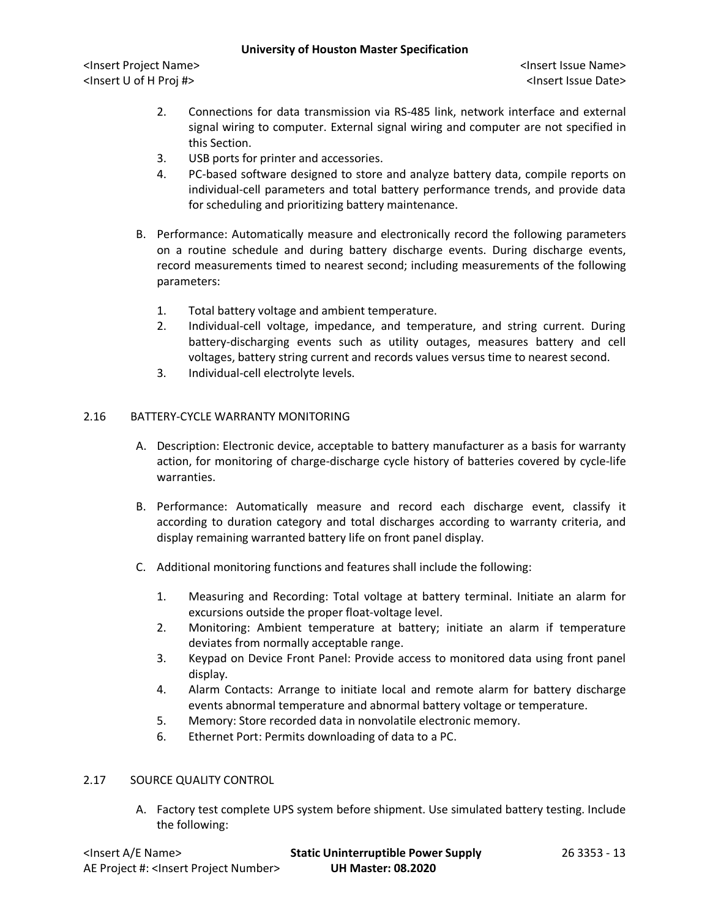2. Connections for data transmission via RS-485 link, network interface and external signal wiring to computer. External signal wiring and computer are not specified in this Section.
3. USB ports for printer and accessories.
4. PC-based software designed to store and analyze battery data, compile reports on individual-cell parameters and total battery performance trends, and provide data for scheduling and prioritizing battery maintenance.

B. Performance: Automatically measure and electronically record the following parameters on a routine schedule and during battery discharge events. During discharge events, record measurements timed to nearest second; including measurements of the following parameters:

1. Total battery voltage and ambient temperature.
2. Individual-cell voltage, impedance, and temperature, and string current. During battery-discharging events such as utility outages, measures battery and cell voltages, battery string current and records values versus time to nearest second.
3. Individual-cell electrolyte levels.

## 2.16 BATTERY-CYCLE WARRANTY MONITORING

A. Description: Electronic device, acceptable to battery manufacturer as a basis for warranty action, for monitoring of charge-discharge cycle history of batteries covered by cycle-life warranties.

B. Performance: Automatically measure and record each discharge event, classify it according to duration category and total discharges according to warranty criteria, and display remaining warranted battery life on front panel display.

C. Additional monitoring functions and features shall include the following:

1. Measuring and Recording: Total voltage at battery terminal. Initiate an alarm for excursions outside the proper float-voltage level.
2. Monitoring: Ambient temperature at battery; initiate an alarm if temperature deviates from normally acceptable range.
3. Keypad on Device Front Panel: Provide access to monitored data using front panel display.
4. Alarm Contacts: Arrange to initiate local and remote alarm for battery discharge events abnormal temperature and abnormal battery voltage or temperature.
5. Memory: Store recorded data in nonvolatile electronic memory.
6. Ethernet Port: Permits downloading of data to a PC.

## 2.17 SOURCE QUALITY CONTROL

A. Factory test complete UPS system before shipment. Use simulated battery testing. Include the following: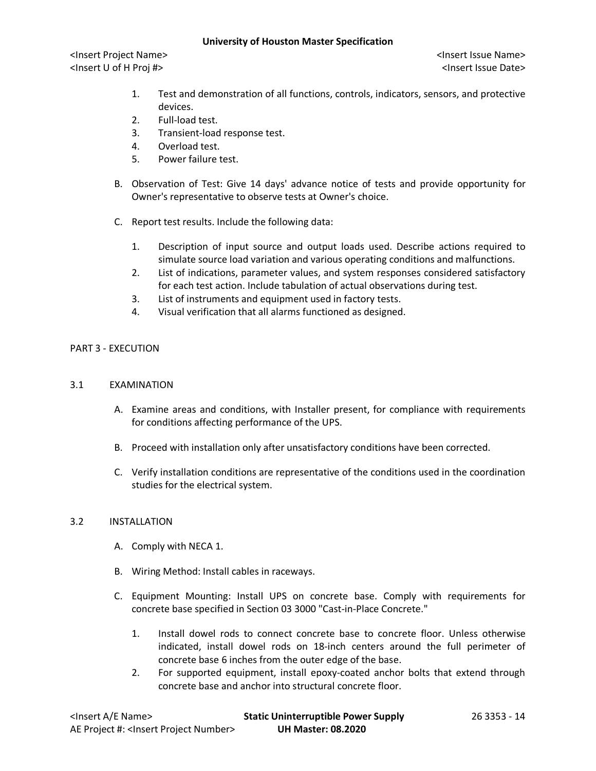1. Test and demonstration of all functions, controls, indicators, sensors, and protective devices.
2. Full-load test.
3. Transient-load response test.
4. Overload test.
5. Power failure test.

B. Observation of Test: Give 14 days' advance notice of tests and provide opportunity for Owner's representative to observe tests at Owner's choice.

C. Report test results. Include the following data:

1. Description of input source and output loads used. Describe actions required to simulate source load variation and various operating conditions and malfunctions.
2. List of indications, parameter values, and system responses considered satisfactory for each test action. Include tabulation of actual observations during test.
3. List of instruments and equipment used in factory tests.
4. Visual verification that all alarms functioned as designed.

## PART 3 - EXECUTION

### 3.1 EXAMINATION

A. Examine areas and conditions, with Installer present, for compliance with requirements for conditions affecting performance of the UPS.

B. Proceed with installation only after unsatisfactory conditions have been corrected.

C. Verify installation conditions are representative of the conditions used in the coordination studies for the electrical system.

### 3.2 INSTALLATION

A. Comply with NECA 1.

B. Wiring Method: Install cables in raceways.

C. Equipment Mounting: Install UPS on concrete base. Comply with requirements for concrete base specified in Section 03 3000 "Cast-in-Place Concrete."

1. Install dowel rods to connect concrete base to concrete floor. Unless otherwise indicated, install dowel rods on 18-inch centers around the full perimeter of concrete base 6 inches from the outer edge of the base.
2. For supported equipment, install epoxy-coated anchor bolts that extend through concrete base and anchor into structural concrete floor.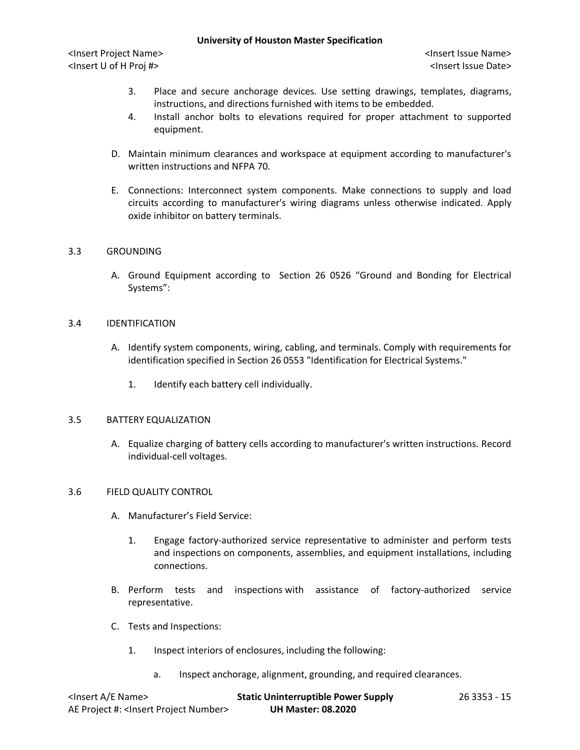3. Place and secure anchorage devices. Use setting drawings, templates, diagrams, instructions, and directions furnished with items to be embedded.
4. Install anchor bolts to elevations required for proper attachment to supported equipment.

D. Maintain minimum clearances and workspace at equipment according to manufacturer's written instructions and NFPA 70.

E. Connections: Interconnect system components. Make connections to supply and load circuits according to manufacturer's wiring diagrams unless otherwise indicated. Apply oxide inhibitor on battery terminals.

## 3.3 GROUNDING

A. Ground Equipment according to Section 26 0526 "Ground and Bonding for Electrical Systems":

## 3.4 IDENTIFICATION

A. Identify system components, wiring, cabling, and terminals. Comply with requirements for identification specified in Section 26 0553 "Identification for Electrical Systems."

1. Identify each battery cell individually.

## 3.5 BATTERY EQUALIZATION

A. Equalize charging of battery cells according to manufacturer's written instructions. Record individual-cell voltages.

## 3.6 FIELD QUALITY CONTROL

A. Manufacturer's Field Service:

1. Engage factory-authorized service representative to administer and perform tests and inspections on components, assemblies, and equipment installations, including connections.

B. Perform tests and inspections with assistance of factory-authorized service representative.

C. Tests and Inspections:

1. Inspect interiors of enclosures, including the following:

   a. Inspect anchorage, alignment, grounding, and required clearances.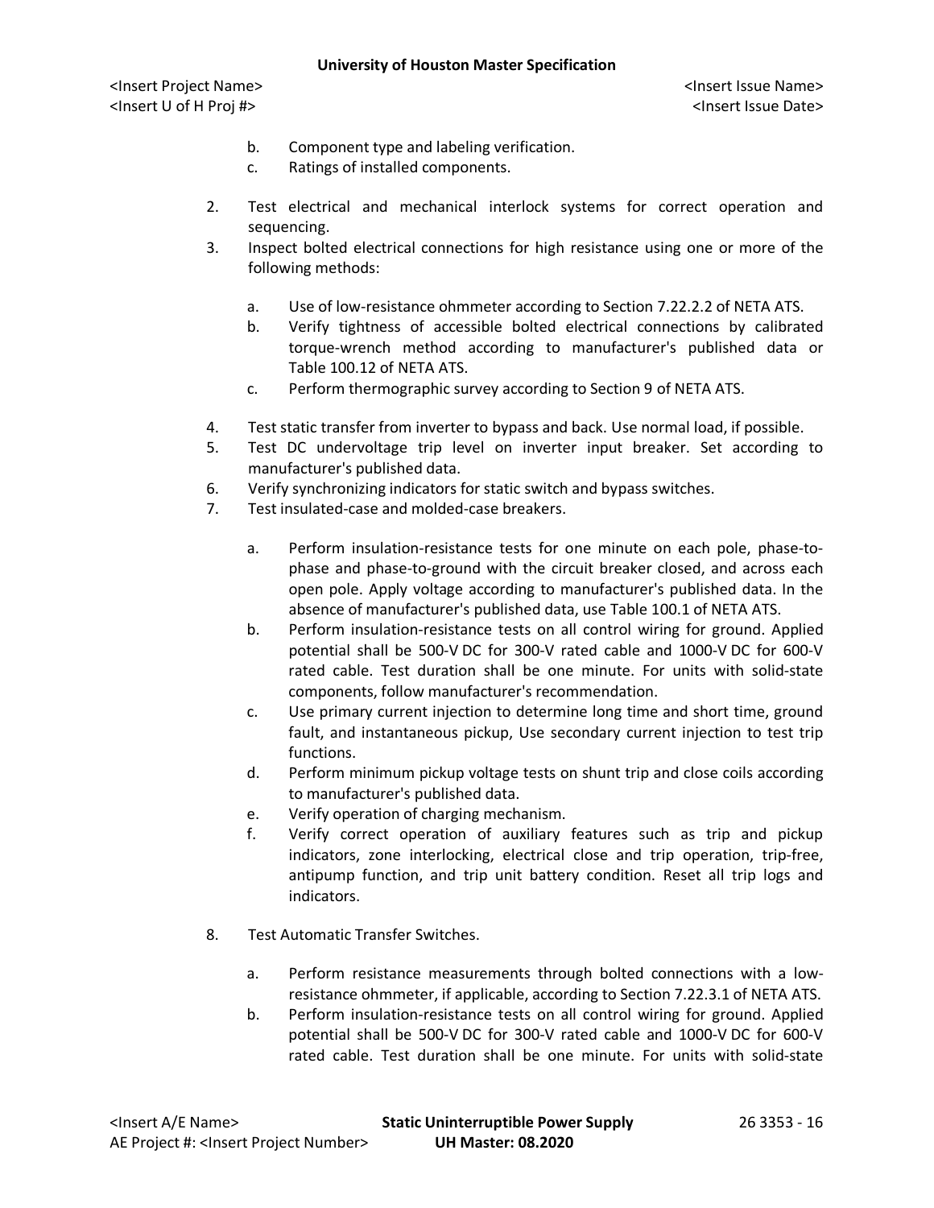b. Component type and labeling verification.
c. Ratings of installed components.

2. Test electrical and mechanical interlock systems for correct operation and sequencing.
3. Inspect bolted electrical connections for high resistance using one or more of the following methods:

    a. Use of low-resistance ohmmeter according to Section 7.22.2.2 of NETA ATS.
    b. Verify tightness of accessible bolted electrical connections by calibrated torque-wrench method according to manufacturer's published data or Table 100.12 of NETA ATS.
    c. Perform thermographic survey according to Section 9 of NETA ATS.

4. Test static transfer from inverter to bypass and back. Use normal load, if possible.
5. Test DC undervoltage trip level on inverter input breaker. Set according to manufacturer's published data.
6. Verify synchronizing indicators for static switch and bypass switches.
7. Test insulated-case and molded-case breakers.

    a. Perform insulation-resistance tests for one minute on each pole, phase-to-phase and phase-to-ground with the circuit breaker closed, and across each open pole. Apply voltage according to manufacturer's published data. In the absence of manufacturer's published data, use Table 100.1 of NETA ATS.
    b. Perform insulation-resistance tests on all control wiring for ground. Applied potential shall be 500-V DC for 300-V rated cable and 1000-V DC for 600-V rated cable. Test duration shall be one minute. For units with solid-state components, follow manufacturer's recommendation.
    c. Use primary current injection to determine long time and short time, ground fault, and instantaneous pickup, Use secondary current injection to test trip functions.
    d. Perform minimum pickup voltage tests on shunt trip and close coils according to manufacturer's published data.
    e. Verify operation of charging mechanism.
    f. Verify correct operation of auxiliary features such as trip and pickup indicators, zone interlocking, electrical close and trip operation, trip-free, antipump function, and trip unit battery condition. Reset all trip logs and indicators.

8. Test Automatic Transfer Switches.

    a. Perform resistance measurements through bolted connections with a low-resistance ohmmeter, if applicable, according to Section 7.22.3.1 of NETA ATS.
    b. Perform insulation-resistance tests on all control wiring for ground. Applied potential shall be 500-V DC for 300-V rated cable and 1000-V DC for 600-V rated cable. Test duration shall be one minute. For units with solid-state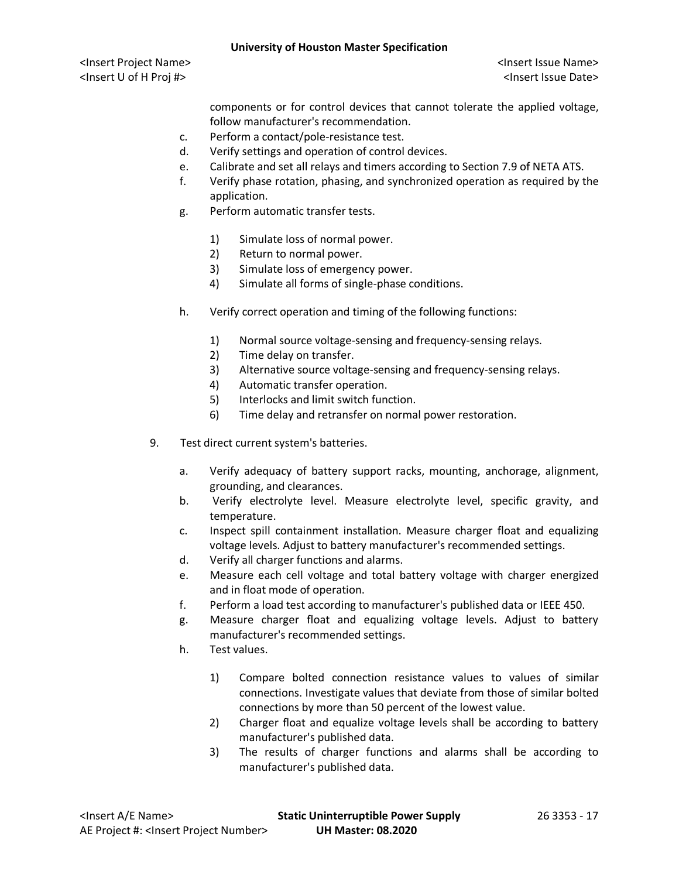components or for control devices that cannot tolerate the applied voltage, follow manufacturer's recommendation.

c. Perform a contact/pole-resistance test.
d. Verify settings and operation of control devices.
e. Calibrate and set all relays and timers according to Section 7.9 of NETA ATS.
f. Verify phase rotation, phasing, and synchronized operation as required by the application.
g. Perform automatic transfer tests.

    1) Simulate loss of normal power.
    2) Return to normal power.
    3) Simulate loss of emergency power.
    4) Simulate all forms of single-phase conditions.

h. Verify correct operation and timing of the following functions:

    1) Normal source voltage-sensing and frequency-sensing relays.
    2) Time delay on transfer.
    3) Alternative source voltage-sensing and frequency-sensing relays.
    4) Automatic transfer operation.
    5) Interlocks and limit switch function.
    6) Time delay and retransfer on normal power restoration.

9. Test direct current system's batteries.

    a. Verify adequacy of battery support racks, mounting, anchorage, alignment, grounding, and clearances.
    b. Verify electrolyte level. Measure electrolyte level, specific gravity, and temperature.
    c. Inspect spill containment installation. Measure charger float and equalizing voltage levels. Adjust to battery manufacturer's recommended settings.
    d. Verify all charger functions and alarms.
    e. Measure each cell voltage and total battery voltage with charger energized and in float mode of operation.
    f. Perform a load test according to manufacturer's published data or IEEE 450.
    g. Measure charger float and equalizing voltage levels. Adjust to battery manufacturer's recommended settings.
    h. Test values.

        1) Compare bolted connection resistance values to values of similar connections. Investigate values that deviate from those of similar bolted connections by more than 50 percent of the lowest value.
        2) Charger float and equalize voltage levels shall be according to battery manufacturer's published data.
        3) The results of charger functions and alarms shall be according to manufacturer's published data.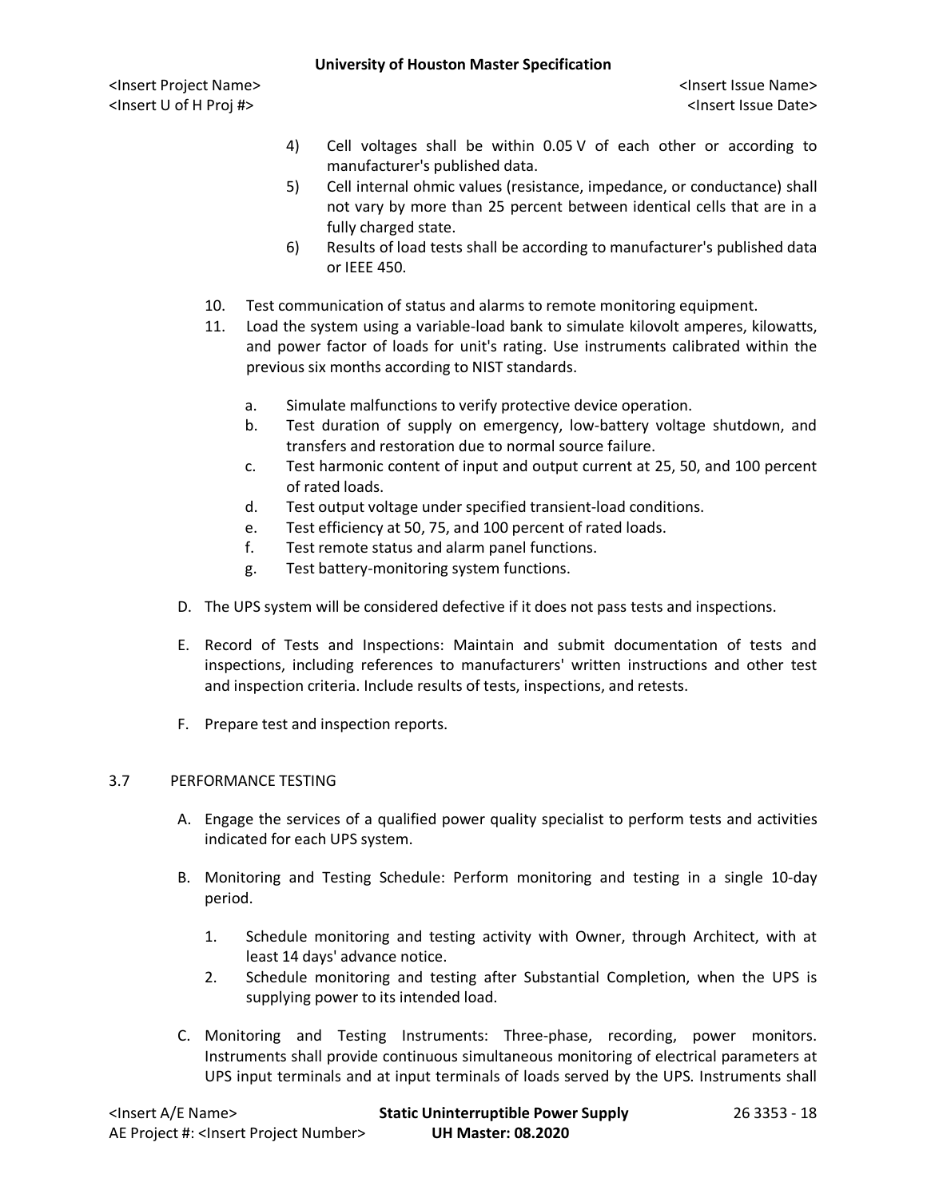4) Cell voltages shall be within 0.05 V of each other or according to manufacturer's published data.
5) Cell internal ohmic values (resistance, impedance, or conductance) shall not vary by more than 25 percent between identical cells that are in a fully charged state.
6) Results of load tests shall be according to manufacturer's published data or IEEE 450.

10. Test communication of status and alarms to remote monitoring equipment.
11. Load the system using a variable-load bank to simulate kilovolt amperes, kilowatts, and power factor of loads for unit's rating. Use instruments calibrated within the previous six months according to NIST standards.
    a. Simulate malfunctions to verify protective device operation.
    b. Test duration of supply on emergency, low-battery voltage shutdown, and transfers and restoration due to normal source failure.
    c. Test harmonic content of input and output current at 25, 50, and 100 percent of rated loads.
    d. Test output voltage under specified transient-load conditions.
    e. Test efficiency at 50, 75, and 100 percent of rated loads.
    f. Test remote status and alarm panel functions.
    g. Test battery-monitoring system functions.

D. The UPS system will be considered defective if it does not pass tests and inspections.

E. Record of Tests and Inspections: Maintain and submit documentation of tests and inspections, including references to manufacturers' written instructions and other test and inspection criteria. Include results of tests, inspections, and retests.

F. Prepare test and inspection reports.

## 3.7 PERFORMANCE TESTING

A. Engage the services of a qualified power quality specialist to perform tests and activities indicated for each UPS system.

B. Monitoring and Testing Schedule: Perform monitoring and testing in a single 10-day period.
   1. Schedule monitoring and testing activity with Owner, through Architect, with at least 14 days' advance notice.
   2. Schedule monitoring and testing after Substantial Completion, when the UPS is supplying power to its intended load.

C. Monitoring and Testing Instruments: Three-phase, recording, power monitors. Instruments shall provide continuous simultaneous monitoring of electrical parameters at UPS input terminals and at input terminals of loads served by the UPS. Instruments shall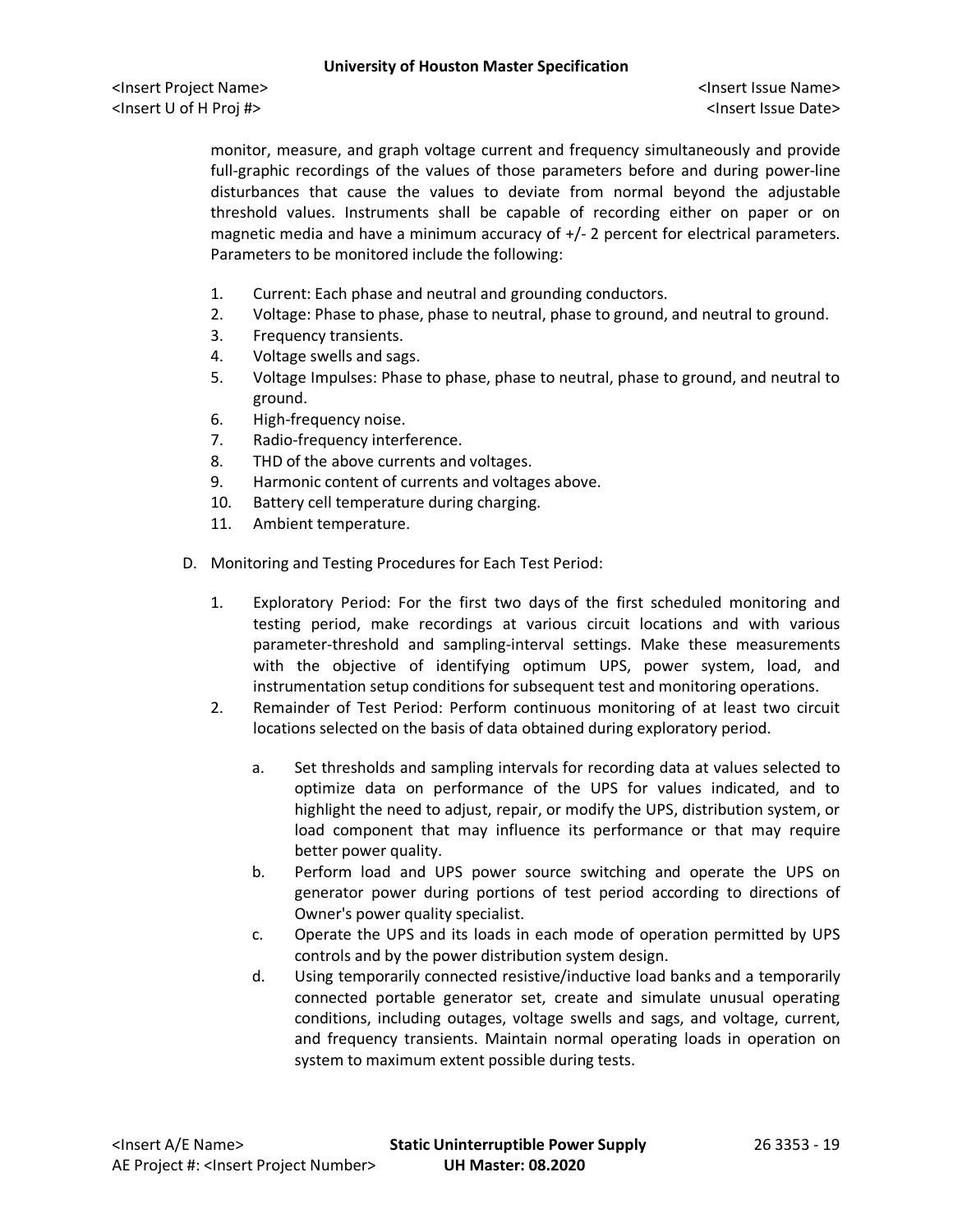monitor, measure, and graph voltage current and frequency simultaneously and provide full-graphic recordings of the values of those parameters before and during power-line disturbances that cause the values to deviate from normal beyond the adjustable threshold values. Instruments shall be capable of recording either on paper or on magnetic media and have a minimum accuracy of +/- 2 percent for electrical parameters. Parameters to be monitored include the following:

1. Current: Each phase and neutral and grounding conductors.
2. Voltage: Phase to phase, phase to neutral, phase to ground, and neutral to ground.
3. Frequency transients.
4. Voltage swells and sags.
5. Voltage Impulses: Phase to phase, phase to neutral, phase to ground, and neutral to ground.
6. High-frequency noise.
7. Radio-frequency interference.
8. THD of the above currents and voltages.
9. Harmonic content of currents and voltages above.
10. Battery cell temperature during charging.
11. Ambient temperature.

D. Monitoring and Testing Procedures for Each Test Period:

1. Exploratory Period: For the first two days of the first scheduled monitoring and testing period, make recordings at various circuit locations and with various parameter-threshold and sampling-interval settings. Make these measurements with the objective of identifying optimum UPS, power system, load, and instrumentation setup conditions for subsequent test and monitoring operations.
2. Remainder of Test Period: Perform continuous monitoring of at least two circuit locations selected on the basis of data obtained during exploratory period.

    a. Set thresholds and sampling intervals for recording data at values selected to optimize data on performance of the UPS for values indicated, and to highlight the need to adjust, repair, or modify the UPS, distribution system, or load component that may influence its performance or that may require better power quality.
    b. Perform load and UPS power source switching and operate the UPS on generator power during portions of test period according to directions of Owner's power quality specialist.
    c. Operate the UPS and its loads in each mode of operation permitted by UPS controls and by the power distribution system design.
    d. Using temporarily connected resistive/inductive load banks and a temporarily connected portable generator set, create and simulate unusual operating conditions, including outages, voltage swells and sags, and voltage, current, and frequency transients. Maintain normal operating loads in operation on system to maximum extent possible during tests.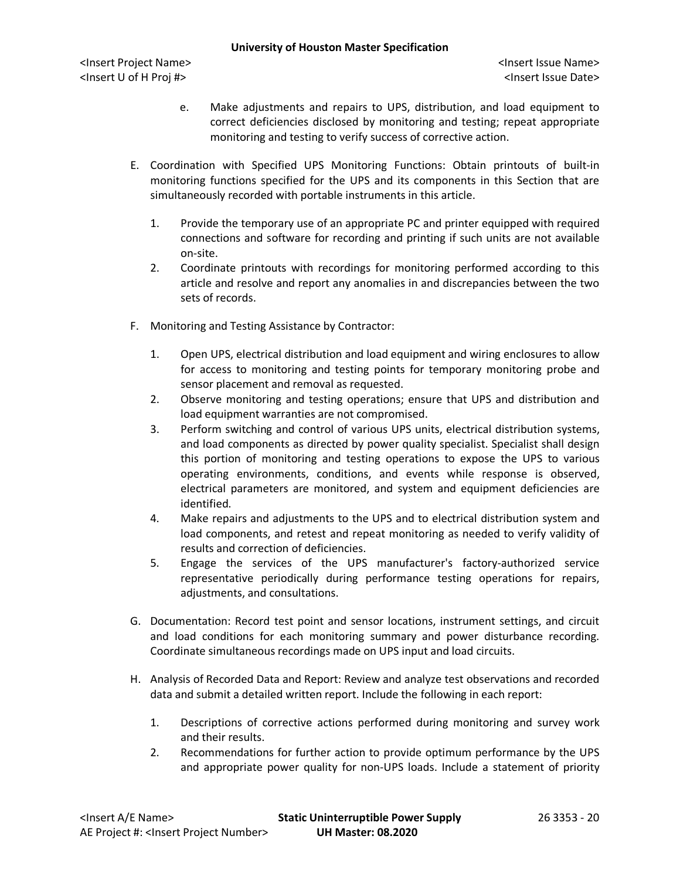e. Make adjustments and repairs to UPS, distribution, and load equipment to correct deficiencies disclosed by monitoring and testing; repeat appropriate monitoring and testing to verify success of corrective action.

E. Coordination with Specified UPS Monitoring Functions: Obtain printouts of built-in monitoring functions specified for the UPS and its components in this Section that are simultaneously recorded with portable instruments in this article.

1. Provide the temporary use of an appropriate PC and printer equipped with required connections and software for recording and printing if such units are not available on-site.
2. Coordinate printouts with recordings for monitoring performed according to this article and resolve and report any anomalies in and discrepancies between the two sets of records.

F. Monitoring and Testing Assistance by Contractor:

1. Open UPS, electrical distribution and load equipment and wiring enclosures to allow for access to monitoring and testing points for temporary monitoring probe and sensor placement and removal as requested.
2. Observe monitoring and testing operations; ensure that UPS and distribution and load equipment warranties are not compromised.
3. Perform switching and control of various UPS units, electrical distribution systems, and load components as directed by power quality specialist. Specialist shall design this portion of monitoring and testing operations to expose the UPS to various operating environments, conditions, and events while response is observed, electrical parameters are monitored, and system and equipment deficiencies are identified.
4. Make repairs and adjustments to the UPS and to electrical distribution system and load components, and retest and repeat monitoring as needed to verify validity of results and correction of deficiencies.
5. Engage the services of the UPS manufacturer's factory-authorized service representative periodically during performance testing operations for repairs, adjustments, and consultations.

G. Documentation: Record test point and sensor locations, instrument settings, and circuit and load conditions for each monitoring summary and power disturbance recording. Coordinate simultaneous recordings made on UPS input and load circuits.

H. Analysis of Recorded Data and Report: Review and analyze test observations and recorded data and submit a detailed written report. Include the following in each report:

1. Descriptions of corrective actions performed during monitoring and survey work and their results.
2. Recommendations for further action to provide optimum performance by the UPS and appropriate power quality for non-UPS loads. Include a statement of priority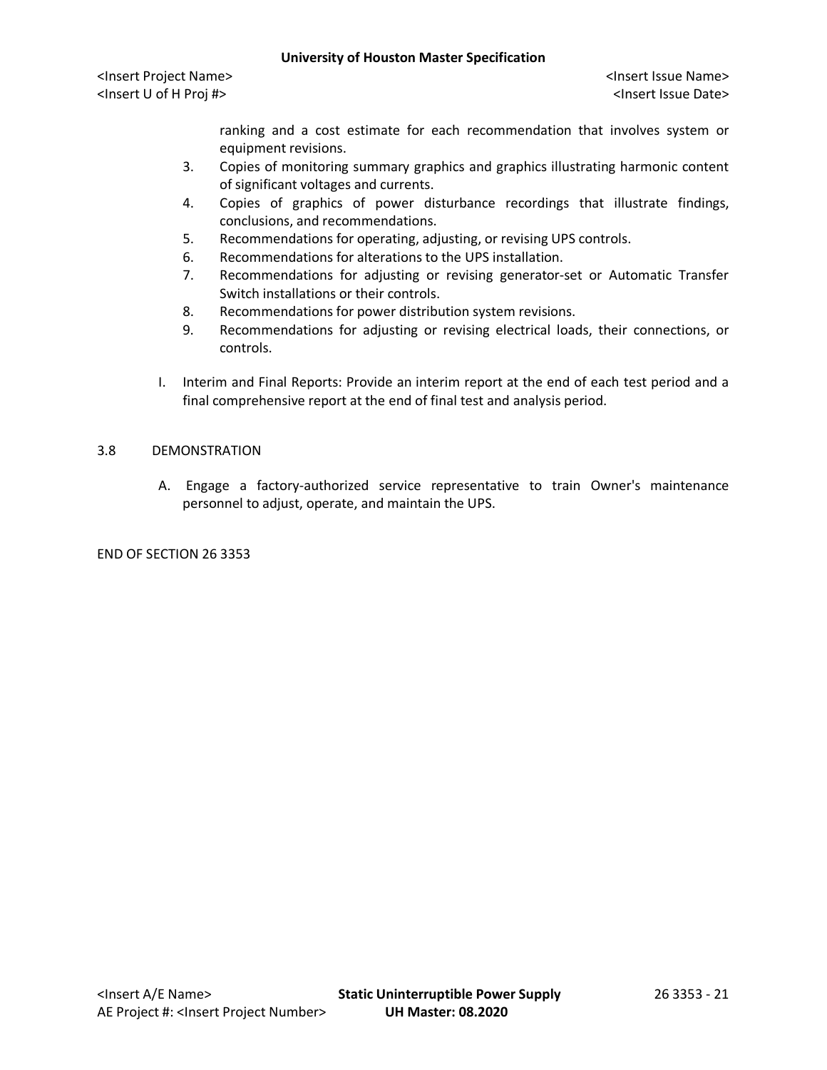ranking and a cost estimate for each recommendation that involves system or equipment revisions.

3. Copies of monitoring summary graphics and graphics illustrating harmonic content of significant voltages and currents.
4. Copies of graphics of power disturbance recordings that illustrate findings, conclusions, and recommendations.
5. Recommendations for operating, adjusting, or revising UPS controls.
6. Recommendations for alterations to the UPS installation.
7. Recommendations for adjusting or revising generator-set or Automatic Transfer Switch installations or their controls.
8. Recommendations for power distribution system revisions.
9. Recommendations for adjusting or revising electrical loads, their connections, or controls.

I. Interim and Final Reports: Provide an interim report at the end of each test period and a final comprehensive report at the end of final test and analysis period.

## 3.8 DEMONSTRATION

A. Engage a factory-authorized service representative to train Owner's maintenance personnel to adjust, operate, and maintain the UPS.

END OF SECTION 26 3353